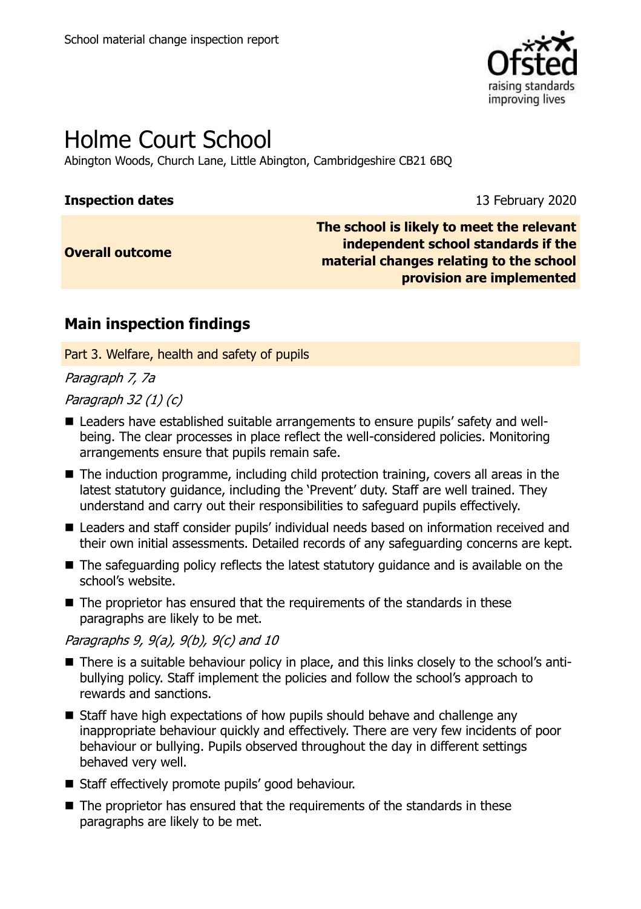School material change inspection report

# Holme Court School

Abington Woods, Church Lane, Little Abington, Cambridgeshire CB21 6BQ

| | |
|---|---|
| **Inspection dates** | 13 February 2020 |
| **Overall outcome** | **The school is likely to meet the relevant independent school standards if the material changes relating to the school provision are implemented** |

## Main inspection findings

### Part 3. Welfare, health and safety of pupils

*Paragraph 7, 7a*

*Paragraph 32 (1) (c)*

- Leaders have established suitable arrangements to ensure pupils' safety and well-being. The clear processes in place reflect the well-considered policies. Monitoring arrangements ensure that pupils remain safe.
- The induction programme, including child protection training, covers all areas in the latest statutory guidance, including the 'Prevent' duty. Staff are well trained. They understand and carry out their responsibilities to safeguard pupils effectively.
- Leaders and staff consider pupils' individual needs based on information received and their own initial assessments. Detailed records of any safeguarding concerns are kept.
- The safeguarding policy reflects the latest statutory guidance and is available on the school's website.
- The proprietor has ensured that the requirements of the standards in these paragraphs are likely to be met.

*Paragraphs 9, 9(a), 9(b), 9(c) and 10*

- There is a suitable behaviour policy in place, and this links closely to the school's anti-bullying policy. Staff implement the policies and follow the school's approach to rewards and sanctions.
- Staff have high expectations of how pupils should behave and challenge any inappropriate behaviour quickly and effectively. There are very few incidents of poor behaviour or bullying. Pupils observed throughout the day in different settings behaved very well.
- Staff effectively promote pupils' good behaviour.
- The proprietor has ensured that the requirements of the standards in these paragraphs are likely to be met.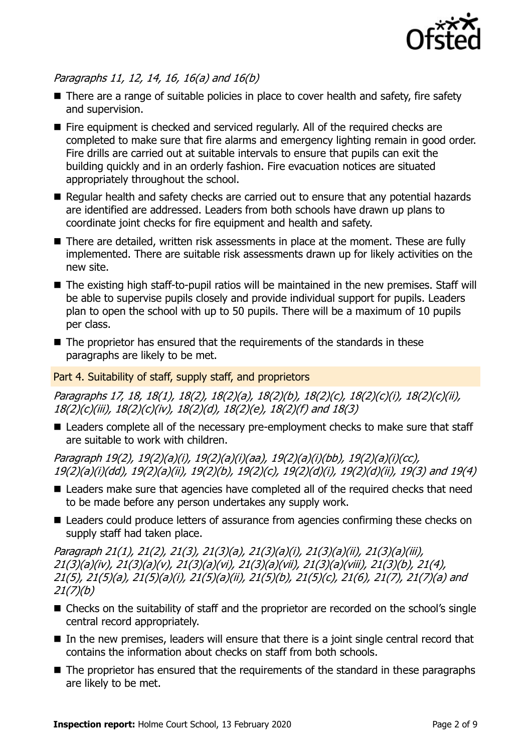*Paragraphs 11, 12, 14, 16, 16(a) and 16(b)*

- There are a range of suitable policies in place to cover health and safety, fire safety and supervision.
- Fire equipment is checked and serviced regularly. All of the required checks are completed to make sure that fire alarms and emergency lighting remain in good order. Fire drills are carried out at suitable intervals to ensure that pupils can exit the building quickly and in an orderly fashion. Fire evacuation notices are situated appropriately throughout the school.
- Regular health and safety checks are carried out to ensure that any potential hazards are identified are addressed. Leaders from both schools have drawn up plans to coordinate joint checks for fire equipment and health and safety.
- There are detailed, written risk assessments in place at the moment. These are fully implemented. There are suitable risk assessments drawn up for likely activities on the new site.
- The existing high staff-to-pupil ratios will be maintained in the new premises. Staff will be able to supervise pupils closely and provide individual support for pupils. Leaders plan to open the school with up to 50 pupils. There will be a maximum of 10 pupils per class.
- The proprietor has ensured that the requirements of the standards in these paragraphs are likely to be met.

## Part 4. Suitability of staff, supply staff, and proprietors

*Paragraphs 17, 18, 18(1), 18(2), 18(2)(a), 18(2)(b), 18(2)(c), 18(2)(c)(i), 18(2)(c)(ii), 18(2)(c)(iii), 18(2)(c)(iv), 18(2)(d), 18(2)(e), 18(2)(f) and 18(3)*

- Leaders complete all of the necessary pre-employment checks to make sure that staff are suitable to work with children.

*Paragraph 19(2), 19(2)(a)(i), 19(2)(a)(i)(aa), 19(2)(a)(i)(bb), 19(2)(a)(i)(cc), 19(2)(a)(i)(dd), 19(2)(a)(ii), 19(2)(b), 19(2)(c), 19(2)(d)(i), 19(2)(d)(ii), 19(3) and 19(4)*

- Leaders make sure that agencies have completed all of the required checks that need to be made before any person undertakes any supply work.
- Leaders could produce letters of assurance from agencies confirming these checks on supply staff had taken place.

*Paragraph 21(1), 21(2), 21(3), 21(3)(a), 21(3)(a)(i), 21(3)(a)(ii), 21(3)(a)(iii), 21(3)(a)(iv), 21(3)(a)(v), 21(3)(a)(vi), 21(3)(a)(vii), 21(3)(a)(viii), 21(3)(b), 21(4), 21(5), 21(5)(a), 21(5)(a)(i), 21(5)(a)(ii), 21(5)(b), 21(5)(c), 21(6), 21(7), 21(7)(a) and 21(7)(b)*

- Checks on the suitability of staff and the proprietor are recorded on the school's single central record appropriately.
- In the new premises, leaders will ensure that there is a joint single central record that contains the information about checks on staff from both schools.
- The proprietor has ensured that the requirements of the standard in these paragraphs are likely to be met.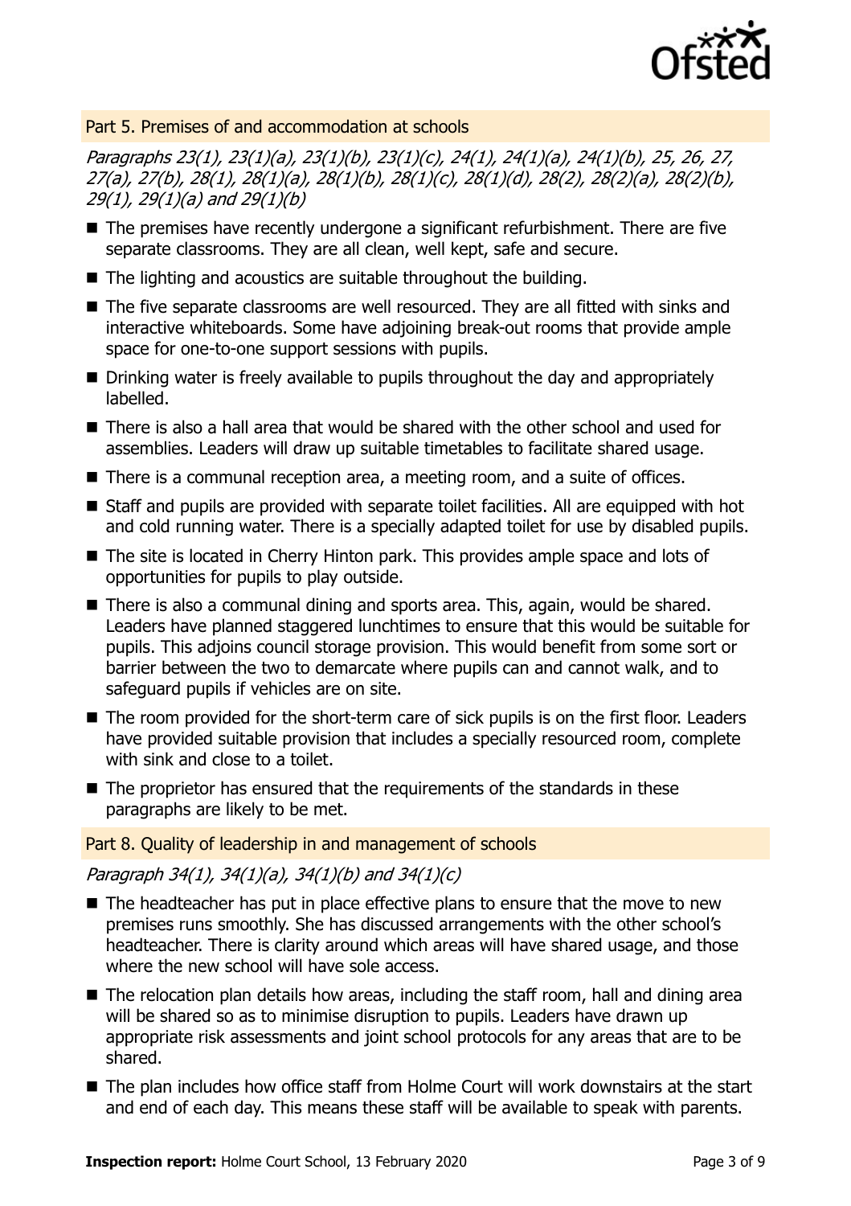## Part 5. Premises of and accommodation at schools

*Paragraphs 23(1), 23(1)(a), 23(1)(b), 23(1)(c), 24(1), 24(1)(a), 24(1)(b), 25, 26, 27, 27(a), 27(b), 28(1), 28(1)(a), 28(1)(b), 28(1)(c), 28(1)(d), 28(2), 28(2)(a), 28(2)(b), 29(1), 29(1)(a) and 29(1)(b)*

- The premises have recently undergone a significant refurbishment. There are five separate classrooms. They are all clean, well kept, safe and secure.
- The lighting and acoustics are suitable throughout the building.
- The five separate classrooms are well resourced. They are all fitted with sinks and interactive whiteboards. Some have adjoining break-out rooms that provide ample space for one-to-one support sessions with pupils.
- Drinking water is freely available to pupils throughout the day and appropriately labelled.
- There is also a hall area that would be shared with the other school and used for assemblies. Leaders will draw up suitable timetables to facilitate shared usage.
- There is a communal reception area, a meeting room, and a suite of offices.
- Staff and pupils are provided with separate toilet facilities. All are equipped with hot and cold running water. There is a specially adapted toilet for use by disabled pupils.
- The site is located in Cherry Hinton park. This provides ample space and lots of opportunities for pupils to play outside.
- There is also a communal dining and sports area. This, again, would be shared. Leaders have planned staggered lunchtimes to ensure that this would be suitable for pupils. This adjoins council storage provision. This would benefit from some sort or barrier between the two to demarcate where pupils can and cannot walk, and to safeguard pupils if vehicles are on site.
- The room provided for the short-term care of sick pupils is on the first floor. Leaders have provided suitable provision that includes a specially resourced room, complete with sink and close to a toilet.
- The proprietor has ensured that the requirements of the standards in these paragraphs are likely to be met.

## Part 8. Quality of leadership in and management of schools

*Paragraph 34(1), 34(1)(a), 34(1)(b) and 34(1)(c)*

- The headteacher has put in place effective plans to ensure that the move to new premises runs smoothly. She has discussed arrangements with the other school's headteacher. There is clarity around which areas will have shared usage, and those where the new school will have sole access.
- The relocation plan details how areas, including the staff room, hall and dining area will be shared so as to minimise disruption to pupils. Leaders have drawn up appropriate risk assessments and joint school protocols for any areas that are to be shared.
- The plan includes how office staff from Holme Court will work downstairs at the start and end of each day. This means these staff will be available to speak with parents.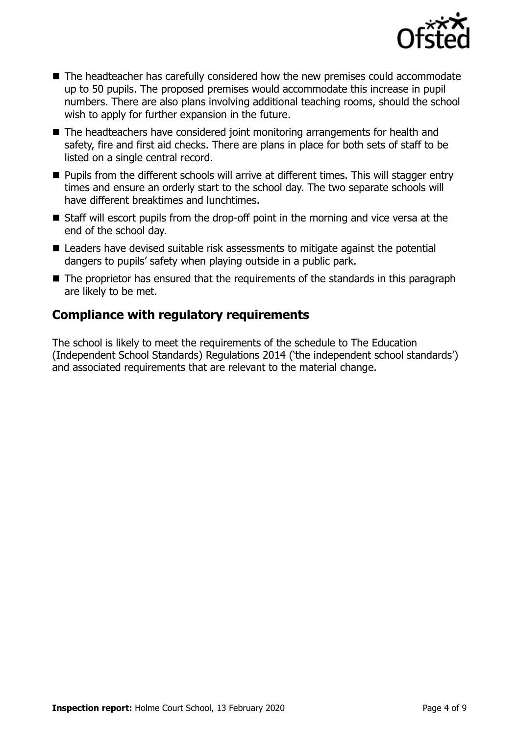- The headteacher has carefully considered how the new premises could accommodate up to 50 pupils. The proposed premises would accommodate this increase in pupil numbers. There are also plans involving additional teaching rooms, should the school wish to apply for further expansion in the future.
- The headteachers have considered joint monitoring arrangements for health and safety, fire and first aid checks. There are plans in place for both sets of staff to be listed on a single central record.
- Pupils from the different schools will arrive at different times. This will stagger entry times and ensure an orderly start to the school day. The two separate schools will have different breaktimes and lunchtimes.
- Staff will escort pupils from the drop-off point in the morning and vice versa at the end of the school day.
- Leaders have devised suitable risk assessments to mitigate against the potential dangers to pupils' safety when playing outside in a public park.
- The proprietor has ensured that the requirements of the standards in this paragraph are likely to be met.

## Compliance with regulatory requirements

The school is likely to meet the requirements of the schedule to The Education (Independent School Standards) Regulations 2014 ('the independent school standards') and associated requirements that are relevant to the material change.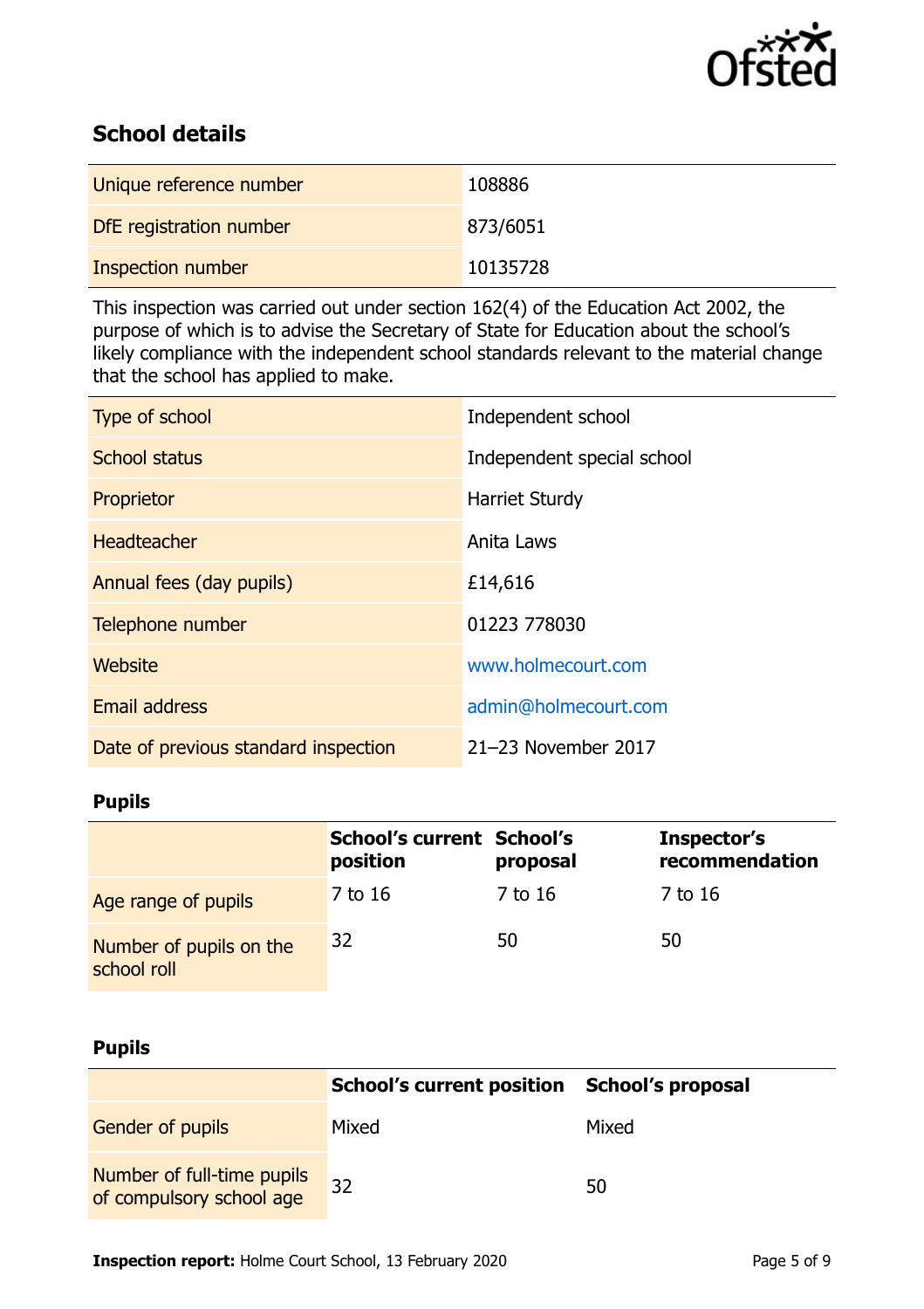## School details

| | |
|---|---|
| Unique reference number | 108886 |
| DfE registration number | 873/6051 |
| Inspection number | 10135728 |

This inspection was carried out under section 162(4) of the Education Act 2002, the purpose of which is to advise the Secretary of State for Education about the school's likely compliance with the independent school standards relevant to the material change that the school has applied to make.

| | |
|---|---|
| Type of school | Independent school |
| School status | Independent special school |
| Proprietor | Harriet Sturdy |
| Headteacher | Anita Laws |
| Annual fees (day pupils) | £14,616 |
| Telephone number | 01223 778030 |
| Website | www.holmecourt.com |
| Email address | admin@holmecourt.com |
| Date of previous standard inspection | 21–23 November 2017 |

### Pupils

| | School's current position | School's proposal | Inspector's recommendation |
|---|---|---|---|
| Age range of pupils | 7 to 16 | 7 to 16 | 7 to 16 |
| Number of pupils on the school roll | 32 | 50 | 50 |

### Pupils

| | School's current position | School's proposal |
|---|---|---|
| Gender of pupils | Mixed | Mixed |
| Number of full-time pupils of compulsory school age | 32 | 50 |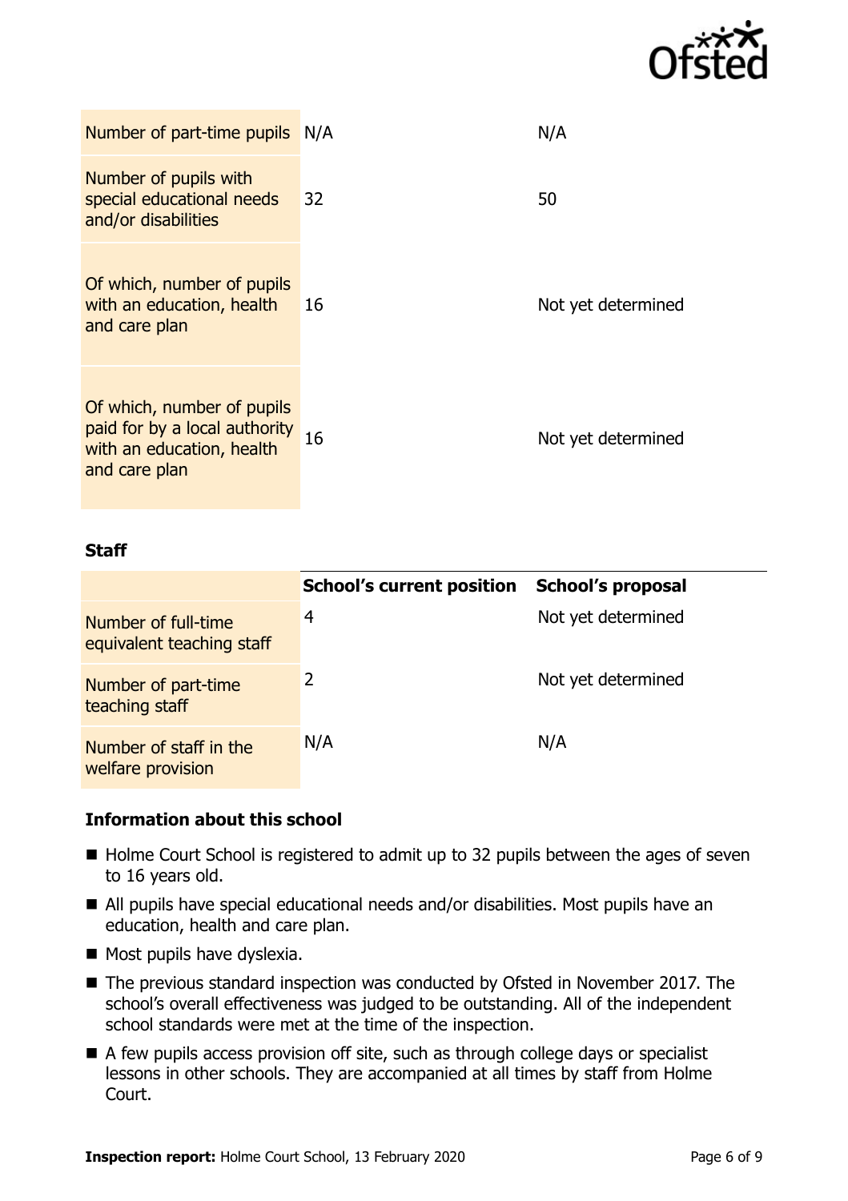| | | |
|---|---|---|
| Number of part-time pupils | N/A | N/A |
| Number of pupils with special educational needs and/or disabilities | 32 | 50 |
| Of which, number of pupils with an education, health and care plan | 16 | Not yet determined |
| Of which, number of pupils paid for by a local authority with an education, health and care plan | 16 | Not yet determined |

**Staff**

| | School's current position | School's proposal |
|---|---|---|
| Number of full-time equivalent teaching staff | 4 | Not yet determined |
| Number of part-time teaching staff | 2 | Not yet determined |
| Number of staff in the welfare provision | N/A | N/A |

### Information about this school

- Holme Court School is registered to admit up to 32 pupils between the ages of seven to 16 years old.
- All pupils have special educational needs and/or disabilities. Most pupils have an education, health and care plan.
- Most pupils have dyslexia.
- The previous standard inspection was conducted by Ofsted in November 2017. The school's overall effectiveness was judged to be outstanding. All of the independent school standards were met at the time of the inspection.
- A few pupils access provision off site, such as through college days or specialist lessons in other schools. They are accompanied at all times by staff from Holme Court.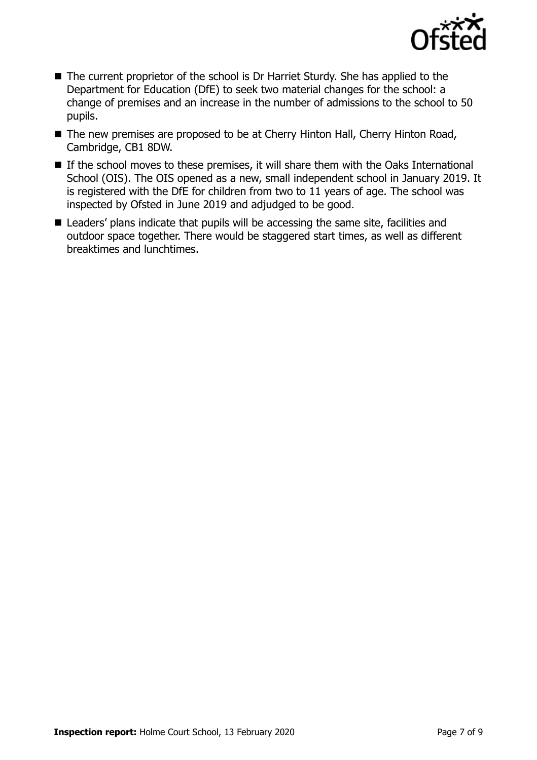- The current proprietor of the school is Dr Harriet Sturdy. She has applied to the Department for Education (DfE) to seek two material changes for the school: a change of premises and an increase in the number of admissions to the school to 50 pupils.
- The new premises are proposed to be at Cherry Hinton Hall, Cherry Hinton Road, Cambridge, CB1 8DW.
- If the school moves to these premises, it will share them with the Oaks International School (OIS). The OIS opened as a new, small independent school in January 2019. It is registered with the DfE for children from two to 11 years of age. The school was inspected by Ofsted in June 2019 and adjudged to be good.
- Leaders' plans indicate that pupils will be accessing the same site, facilities and outdoor space together. There would be staggered start times, as well as different breaktimes and lunchtimes.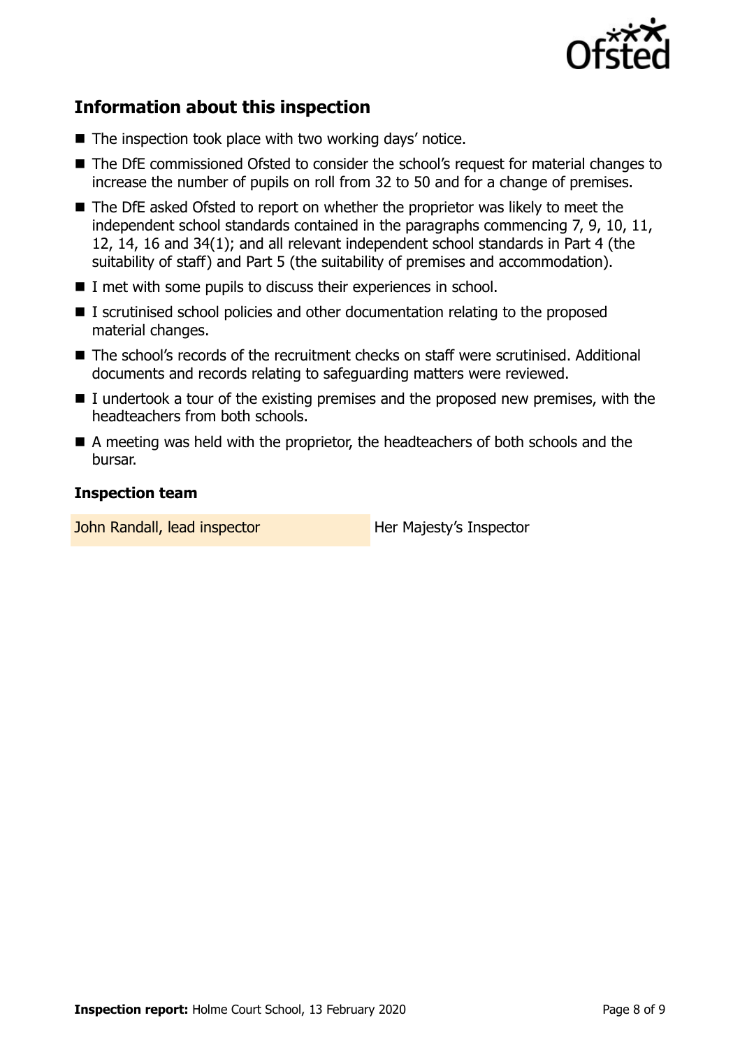## Information about this inspection

- The inspection took place with two working days' notice.
- The DfE commissioned Ofsted to consider the school's request for material changes to increase the number of pupils on roll from 32 to 50 and for a change of premises.
- The DfE asked Ofsted to report on whether the proprietor was likely to meet the independent school standards contained in the paragraphs commencing 7, 9, 10, 11, 12, 14, 16 and 34(1); and all relevant independent school standards in Part 4 (the suitability of staff) and Part 5 (the suitability of premises and accommodation).
- I met with some pupils to discuss their experiences in school.
- I scrutinised school policies and other documentation relating to the proposed material changes.
- The school's records of the recruitment checks on staff were scrutinised. Additional documents and records relating to safeguarding matters were reviewed.
- I undertook a tour of the existing premises and the proposed new premises, with the headteachers from both schools.
- A meeting was held with the proprietor, the headteachers of both schools and the bursar.

### Inspection team

| | |
|---|---|
| John Randall, lead inspector | Her Majesty's Inspector |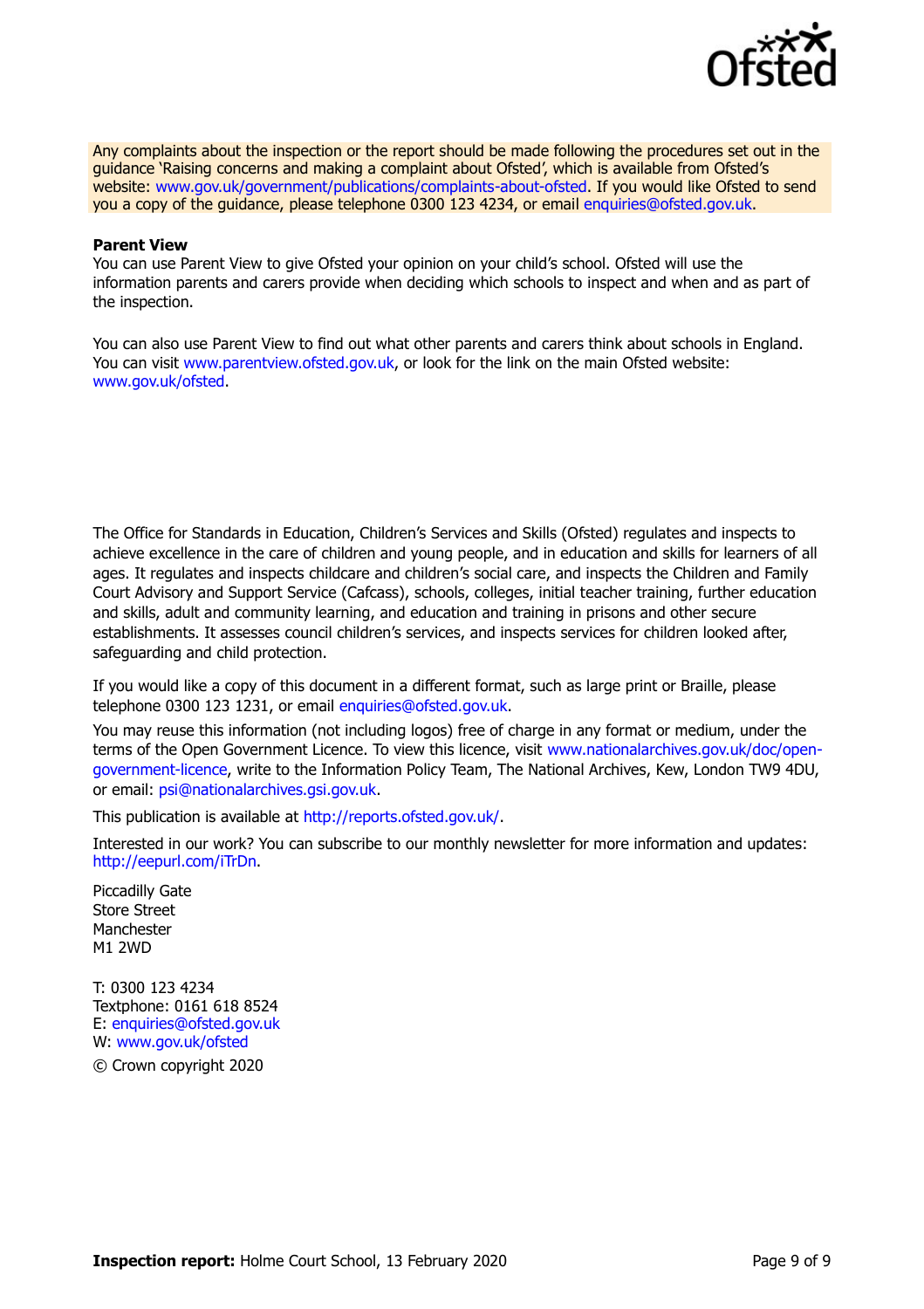Any complaints about the inspection or the report should be made following the procedures set out in the guidance 'Raising concerns and making a complaint about Ofsted', which is available from Ofsted's website: www.gov.uk/government/publications/complaints-about-ofsted. If you would like Ofsted to send you a copy of the guidance, please telephone 0300 123 4234, or email enquiries@ofsted.gov.uk.

**Parent View**

You can use Parent View to give Ofsted your opinion on your child's school. Ofsted will use the information parents and carers provide when deciding which schools to inspect and when and as part of the inspection.

You can also use Parent View to find out what other parents and carers think about schools in England. You can visit www.parentview.ofsted.gov.uk, or look for the link on the main Ofsted website: www.gov.uk/ofsted.

The Office for Standards in Education, Children's Services and Skills (Ofsted) regulates and inspects to achieve excellence in the care of children and young people, and in education and skills for learners of all ages. It regulates and inspects childcare and children's social care, and inspects the Children and Family Court Advisory and Support Service (Cafcass), schools, colleges, initial teacher training, further education and skills, adult and community learning, and education and training in prisons and other secure establishments. It assesses council children's services, and inspects services for children looked after, safeguarding and child protection.

If you would like a copy of this document in a different format, such as large print or Braille, please telephone 0300 123 1231, or email enquiries@ofsted.gov.uk.

You may reuse this information (not including logos) free of charge in any format or medium, under the terms of the Open Government Licence. To view this licence, visit www.nationalarchives.gov.uk/doc/open-government-licence, write to the Information Policy Team, The National Archives, Kew, London TW9 4DU, or email: psi@nationalarchives.gsi.gov.uk.

This publication is available at http://reports.ofsted.gov.uk/.

Interested in our work? You can subscribe to our monthly newsletter for more information and updates: http://eepurl.com/iTrDn.

Piccadilly Gate
Store Street
Manchester
M1 2WD

T: 0300 123 4234
Textphone: 0161 618 8524
E: enquiries@ofsted.gov.uk
W: www.gov.uk/ofsted

© Crown copyright 2020